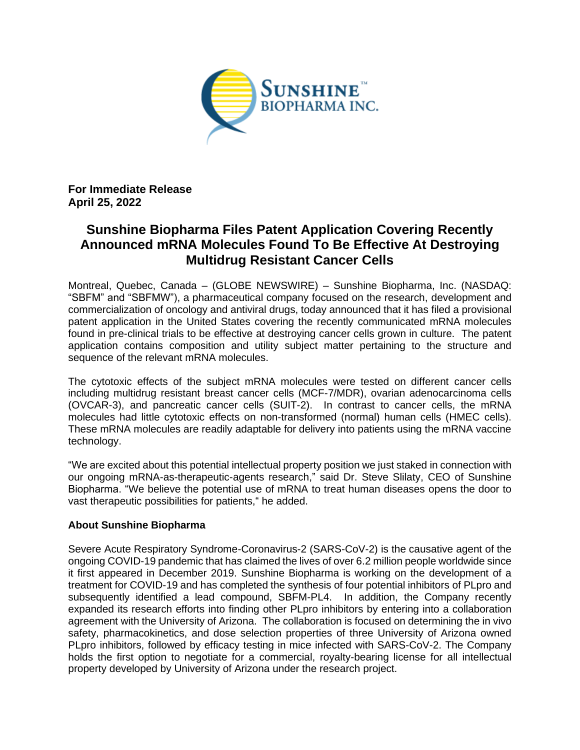**For Immediate Release**
**April 25, 2022**

# Sunshine Biopharma Files Patent Application Covering Recently Announced mRNA Molecules Found To Be Effective At Destroying Multidrug Resistant Cancer Cells

Montreal, Quebec, Canada – (GLOBE NEWSWIRE) – Sunshine Biopharma, Inc. (NASDAQ: "SBFM" and "SBFMW"), a pharmaceutical company focused on the research, development and commercialization of oncology and antiviral drugs, today announced that it has filed a provisional patent application in the United States covering the recently communicated mRNA molecules found in pre-clinical trials to be effective at destroying cancer cells grown in culture. The patent application contains composition and utility subject matter pertaining to the structure and sequence of the relevant mRNA molecules.

The cytotoxic effects of the subject mRNA molecules were tested on different cancer cells including multidrug resistant breast cancer cells (MCF-7/MDR), ovarian adenocarcinoma cells (OVCAR-3), and pancreatic cancer cells (SUIT-2). In contrast to cancer cells, the mRNA molecules had little cytotoxic effects on non-transformed (normal) human cells (HMEC cells). These mRNA molecules are readily adaptable for delivery into patients using the mRNA vaccine technology.

"We are excited about this potential intellectual property position we just staked in connection with our ongoing mRNA-as-therapeutic-agents research," said Dr. Steve Slilaty, CEO of Sunshine Biopharma. "We believe the potential use of mRNA to treat human diseases opens the door to vast therapeutic possibilities for patients," he added.

## About Sunshine Biopharma

Severe Acute Respiratory Syndrome-Coronavirus-2 (SARS-CoV-2) is the causative agent of the ongoing COVID-19 pandemic that has claimed the lives of over 6.2 million people worldwide since it first appeared in December 2019. Sunshine Biopharma is working on the development of a treatment for COVID-19 and has completed the synthesis of four potential inhibitors of PLpro and subsequently identified a lead compound, SBFM-PL4. In addition, the Company recently expanded its research efforts into finding other PLpro inhibitors by entering into a collaboration agreement with the University of Arizona. The collaboration is focused on determining the in vivo safety, pharmacokinetics, and dose selection properties of three University of Arizona owned PLpro inhibitors, followed by efficacy testing in mice infected with SARS-CoV-2. The Company holds the first option to negotiate for a commercial, royalty-bearing license for all intellectual property developed by University of Arizona under the research project.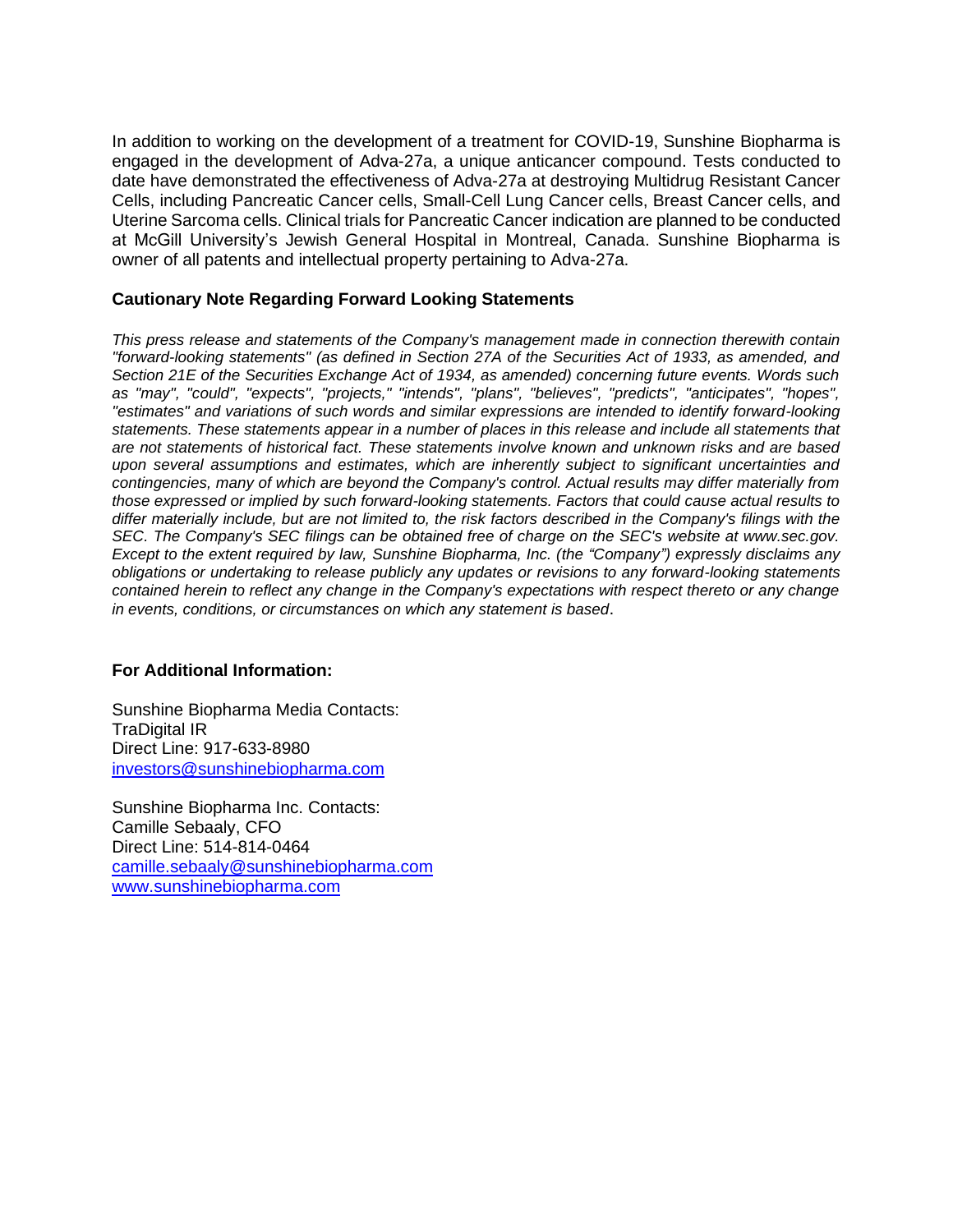In addition to working on the development of a treatment for COVID-19, Sunshine Biopharma is engaged in the development of Adva-27a, a unique anticancer compound. Tests conducted to date have demonstrated the effectiveness of Adva-27a at destroying Multidrug Resistant Cancer Cells, including Pancreatic Cancer cells, Small-Cell Lung Cancer cells, Breast Cancer cells, and Uterine Sarcoma cells. Clinical trials for Pancreatic Cancer indication are planned to be conducted at McGill University's Jewish General Hospital in Montreal, Canada. Sunshine Biopharma is owner of all patents and intellectual property pertaining to Adva-27a.

**Cautionary Note Regarding Forward Looking Statements**

*This press release and statements of the Company's management made in connection therewith contain "forward-looking statements" (as defined in Section 27A of the Securities Act of 1933, as amended, and Section 21E of the Securities Exchange Act of 1934, as amended) concerning future events. Words such as "may", "could", "expects", "projects," "intends", "plans", "believes", "predicts", "anticipates", "hopes", "estimates" and variations of such words and similar expressions are intended to identify forward-looking statements. These statements appear in a number of places in this release and include all statements that are not statements of historical fact. These statements involve known and unknown risks and are based upon several assumptions and estimates, which are inherently subject to significant uncertainties and contingencies, many of which are beyond the Company's control. Actual results may differ materially from those expressed or implied by such forward-looking statements. Factors that could cause actual results to differ materially include, but are not limited to, the risk factors described in the Company's filings with the SEC. The Company's SEC filings can be obtained free of charge on the SEC's website at www.sec.gov. Except to the extent required by law, Sunshine Biopharma, Inc. (the "Company") expressly disclaims any obligations or undertaking to release publicly any updates or revisions to any forward-looking statements contained herein to reflect any change in the Company's expectations with respect thereto or any change in events, conditions, or circumstances on which any statement is based*.

**For Additional Information:**

Sunshine Biopharma Media Contacts:
TraDigital IR
Direct Line: 917-633-8980
investors@sunshinebiopharma.com

Sunshine Biopharma Inc. Contacts:
Camille Sebaaly, CFO
Direct Line: 514-814-0464
camille.sebaaly@sunshinebiopharma.com
www.sunshinebiopharma.com